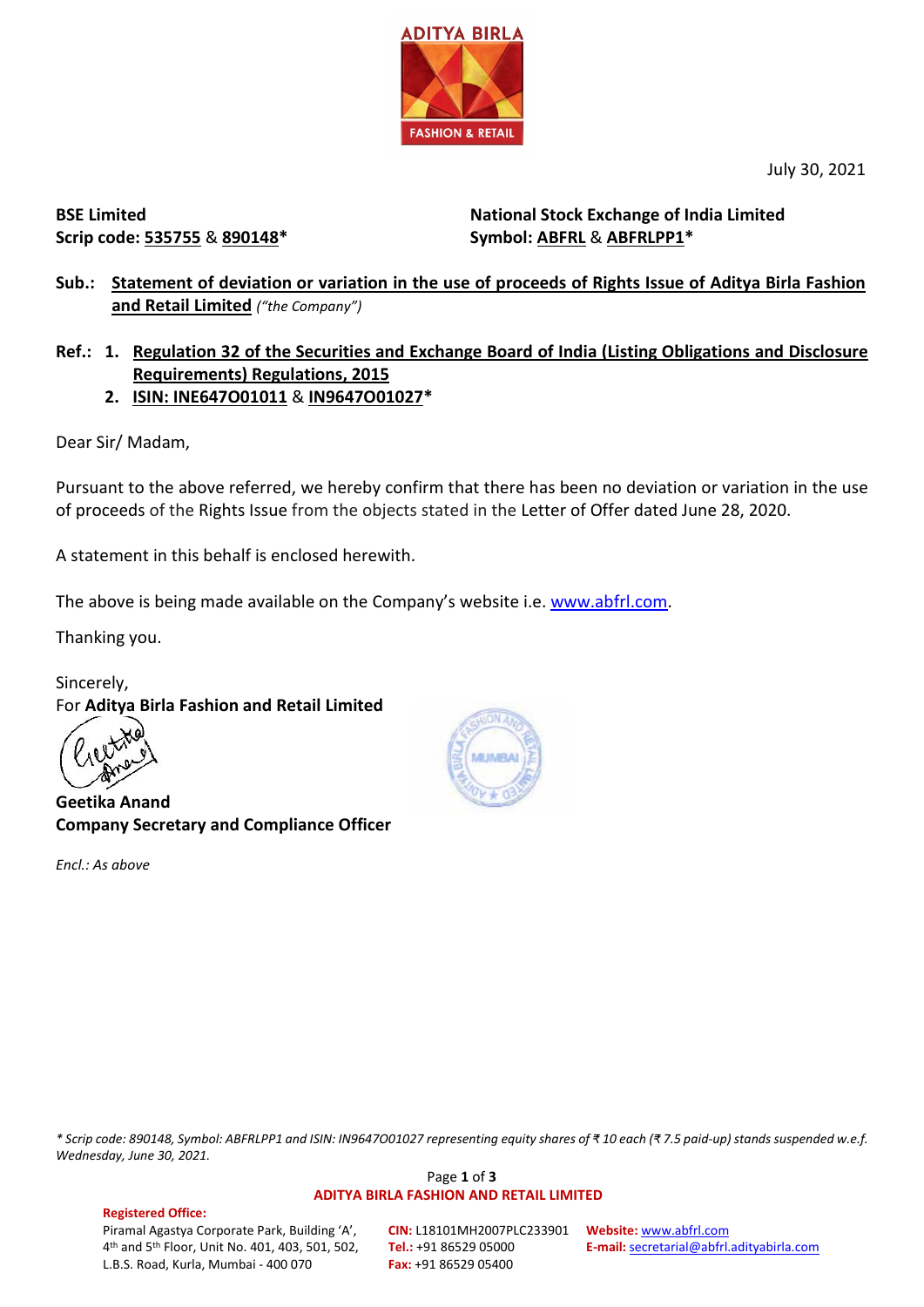ADITYA BIRLA FASHION & RETAIL

July 30, 2021

**BSE Limited**
**Scrip code: 535755 & 890148***

**National Stock Exchange of India Limited**
**Symbol: ABFRL & ABFRLPP1***

**Sub.: Statement of deviation or variation in the use of proceeds of Rights Issue of Aditya Birla Fashion and Retail Limited** *("the Company")*

**Ref.:**
1. **Regulation 32 of the Securities and Exchange Board of India (Listing Obligations and Disclosure Requirements) Regulations, 2015**
2. **ISIN: INE647O01011 & IN9647O01027***

Dear Sir/ Madam,

Pursuant to the above referred, we hereby confirm that there has been no deviation or variation in the use of proceeds of the Rights Issue from the objects stated in the Letter of Offer dated June 28, 2020.

A statement in this behalf is enclosed herewith.

The above is being made available on the Company's website i.e. www.abfrl.com.

Thanking you.

Sincerely,
For **Aditya Birla Fashion and Retail Limited**

**Geetika Anand**
**Company Secretary and Compliance Officer**

*Encl.: As above*

*\* Scrip code: 890148, Symbol: ABFRLPP1 and ISIN: IN9647O01027 representing equity shares of ₹ 10 each (₹ 7.5 paid-up) stands suspended w.e.f. Wednesday, June 30, 2021.*

**ADITYA BIRLA FASHION AND RETAIL LIMITED**

**Registered Office:**
Piramal Agastya Corporate Park, Building 'A', 4th and 5th Floor, Unit No. 401, 403, 501, 502, L.B.S. Road, Kurla, Mumbai - 400 070

**CIN:** L18101MH2007PLC233901
**Tel.:** +91 86529 05000
**Fax:** +91 86529 05400

**Website:** www.abfrl.com
**E-mail:** secretarial@abfrl.adityabirla.com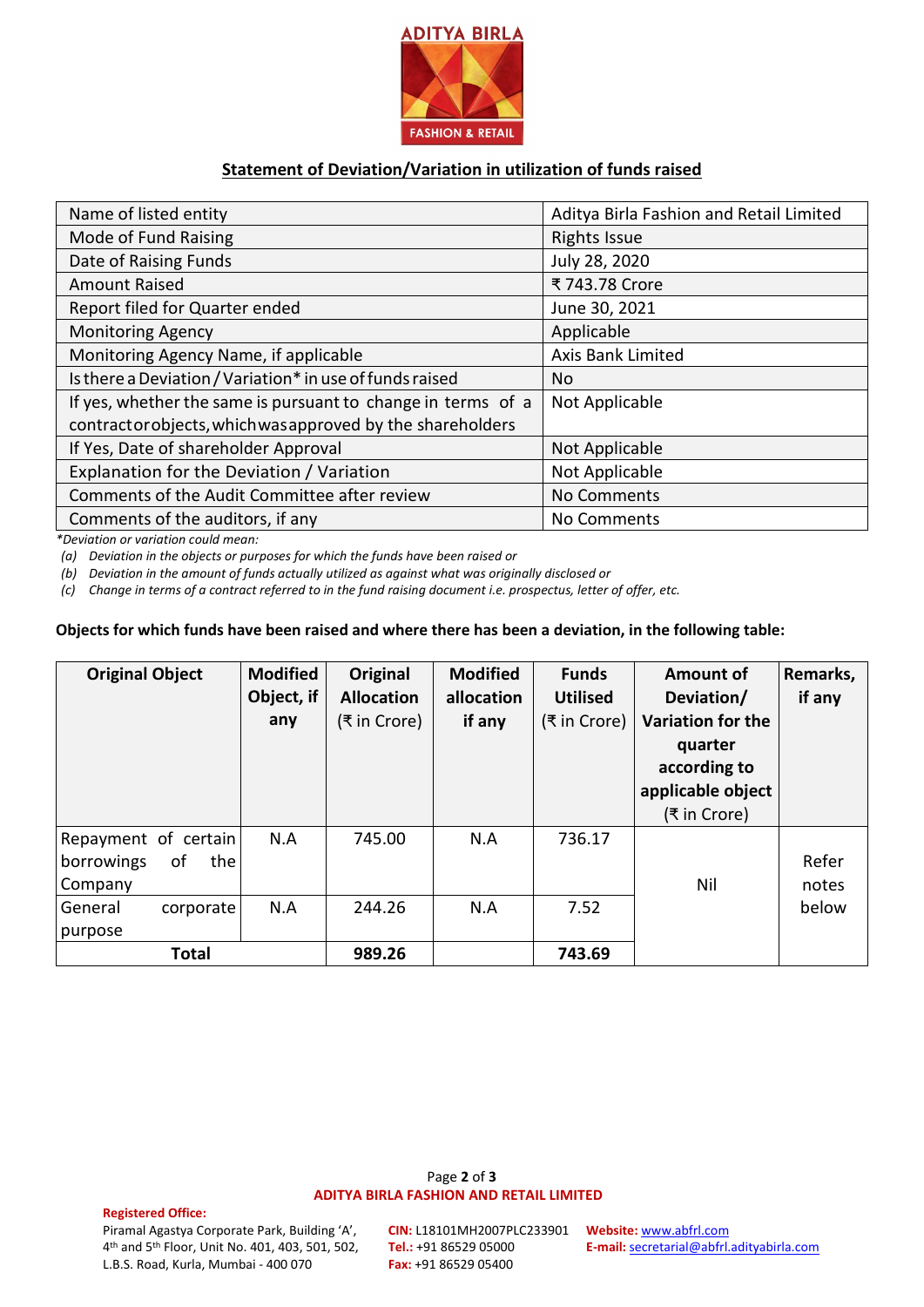## Statement of Deviation/Variation in utilization of funds raised

| | |
|---|---|
| Name of listed entity | Aditya Birla Fashion and Retail Limited |
| Mode of Fund Raising | Rights Issue |
| Date of Raising Funds | July 28, 2020 |
| Amount Raised | ₹ 743.78 Crore |
| Report filed for Quarter ended | June 30, 2021 |
| Monitoring Agency | Applicable |
| Monitoring Agency Name, if applicable | Axis Bank Limited |
| Is there a Deviation / Variation* in use of funds raised | No |
| If yes, whether the same is pursuant to change in terms of a contract or objects, which was approved by the shareholders | Not Applicable |
| If Yes, Date of shareholder Approval | Not Applicable |
| Explanation for the Deviation / Variation | Not Applicable |
| Comments of the Audit Committee after review | No Comments |
| Comments of the auditors, if any | No Comments |

*Deviation or variation could mean:*

*(a) Deviation in the objects or purposes for which the funds have been raised or*

*(b) Deviation in the amount of funds actually utilized as against what was originally disclosed or*

*(c) Change in terms of a contract referred to in the fund raising document i.e. prospectus, letter of offer, etc.*

**Objects for which funds have been raised and where there has been a deviation, in the following table:**

| Original Object | Modified Object, if any | Original Allocation (₹ in Crore) | Modified allocation if any | Funds Utilised (₹ in Crore) | Amount of Deviation/ Variation for the quarter according to applicable object (₹ in Crore) | Remarks, if any |
|---|---|---|---|---|---|---|
| Repayment of certain borrowings of the Company | N.A | 745.00 | N.A | 736.17 | Nil | Refer notes below |
| General corporate purpose | N.A | 244.26 | N.A | 7.52 | | |
| **Total** | | **989.26** | | **743.69** | | |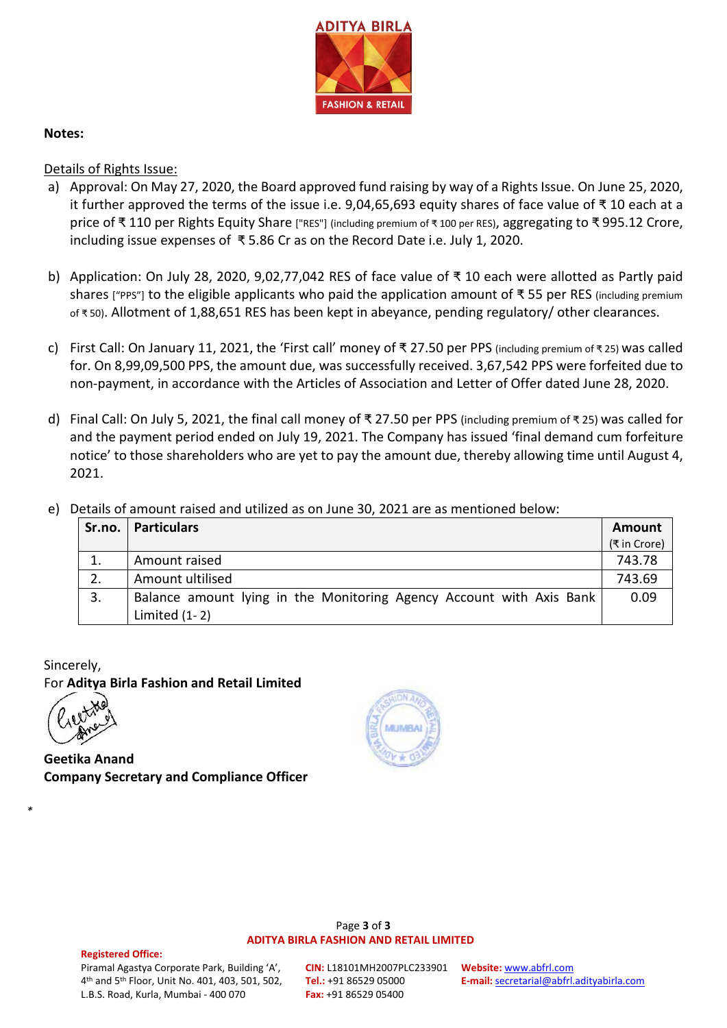**Notes:**

Details of Rights Issue:

a) Approval: On May 27, 2020, the Board approved fund raising by way of a Rights Issue. On June 25, 2020, it further approved the terms of the issue i.e. 9,04,65,693 equity shares of face value of ₹ 10 each at a price of ₹ 110 per Rights Equity Share ["RES"] (including premium of ₹ 100 per RES), aggregating to ₹ 995.12 Crore, including issue expenses of ₹ 5.86 Cr as on the Record Date i.e. July 1, 2020.

b) Application: On July 28, 2020, 9,02,77,042 RES of face value of ₹ 10 each were allotted as Partly paid shares ["PPS"] to the eligible applicants who paid the application amount of ₹ 55 per RES (including premium of ₹ 50). Allotment of 1,88,651 RES has been kept in abeyance, pending regulatory/ other clearances.

c) First Call: On January 11, 2021, the 'First call' money of ₹ 27.50 per PPS (including premium of ₹ 25) was called for. On 8,99,09,500 PPS, the amount due, was successfully received. 3,67,542 PPS were forfeited due to non-payment, in accordance with the Articles of Association and Letter of Offer dated June 28, 2020.

d) Final Call: On July 5, 2021, the final call money of ₹ 27.50 per PPS (including premium of ₹ 25) was called for and the payment period ended on July 19, 2021. The Company has issued 'final demand cum forfeiture notice' to those shareholders who are yet to pay the amount due, thereby allowing time until August 4, 2021.

e) Details of amount raised and utilized as on June 30, 2021 are as mentioned below:

| Sr.no. | Particulars | Amount (₹ in Crore) |
|---|---|---|
| 1. | Amount raised | 743.78 |
| 2. | Amount ultilised | 743.69 |
| 3. | Balance amount lying in the Monitoring Agency Account with Axis Bank Limited (1- 2) | 0.09 |

Sincerely,
For **Aditya Birla Fashion and Retail Limited**

**Geetika Anand**
**Company Secretary and Compliance Officer**

*

**ADITYA BIRLA FASHION AND RETAIL LIMITED**

**Registered Office:**
Piramal Agastya Corporate Park, Building 'A', 4th and 5th Floor, Unit No. 401, 403, 501, 502, L.B.S. Road, Kurla, Mumbai - 400 070

**CIN:** L18101MH2007PLC233901
**Tel.:** +91 86529 05000
**Fax:** +91 86529 05400

**Website:** www.abfrl.com
**E-mail:** secretarial@abfrl.adityabirla.com